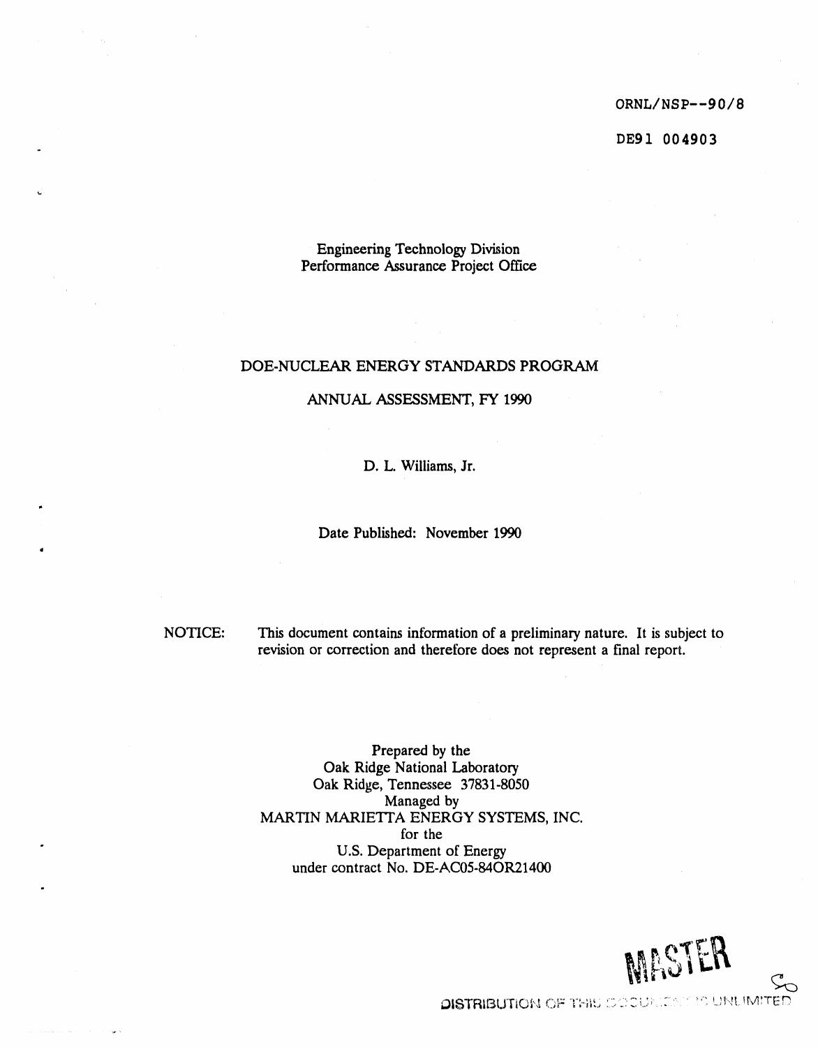ORNL/NSP--90/8

DE91 004903

Engineering Technology Division
Performance Assurance Project Office

# DOE-NUCLEAR ENERGY STANDARDS PROGRAM

## ANNUAL ASSESSMENT, FY 1990

D. L. Williams, Jr.

Date Published: November 1990

NOTICE: This document contains information of a preliminary nature. It is subject to revision or correction and therefore does not represent a final report.

Prepared by the
Oak Ridge National Laboratory
Oak Ridge, Tennessee 37831-8050
Managed by
MARTIN MARIETTA ENERGY SYSTEMS, INC.
for the
U.S. Department of Energy
under contract No. DE-AC05-84OR21400

MASTER

DISTRIBUTION OF THIS DOCUMENT IS UNLIMITED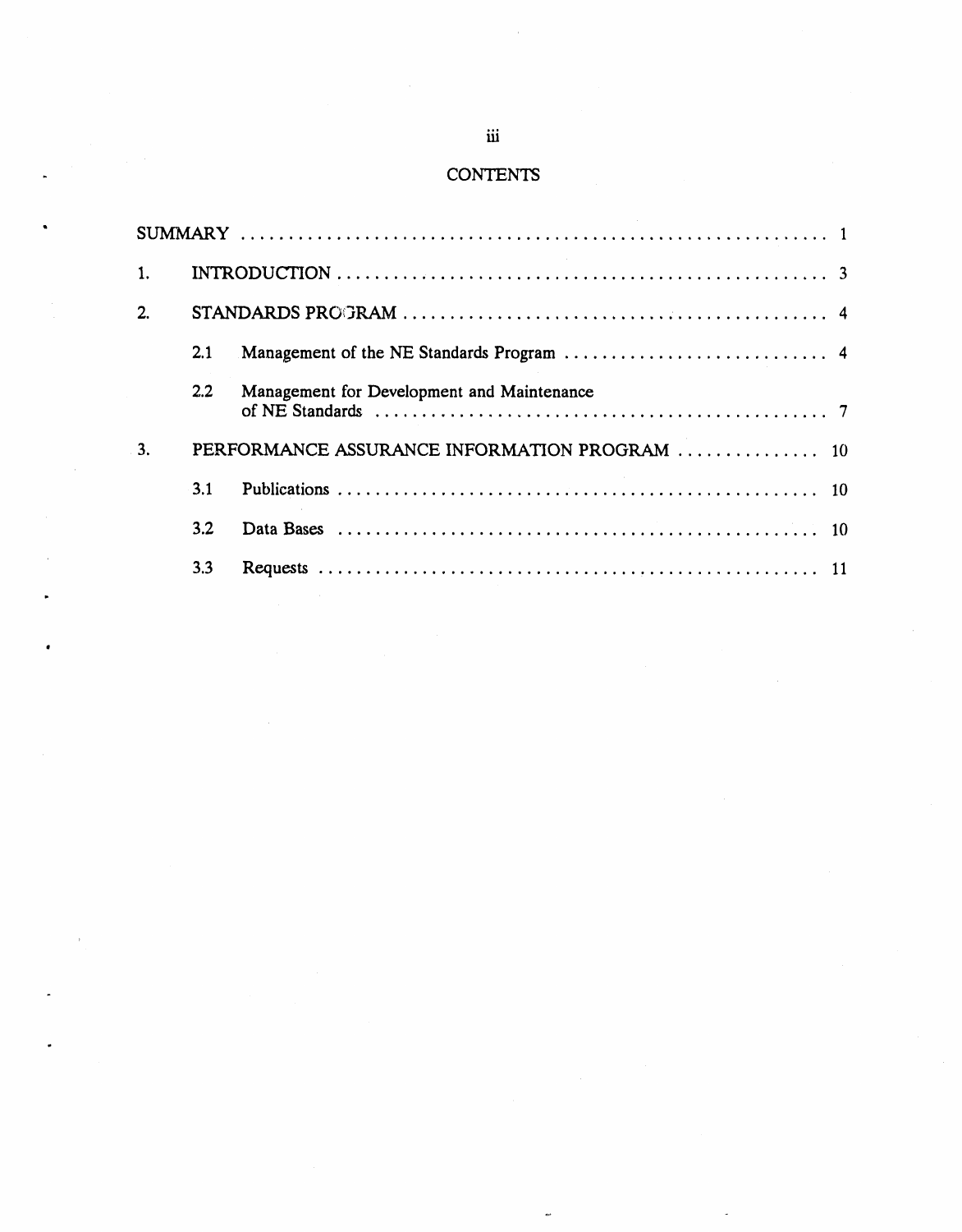# CONTENTS

SUMMARY ........................................................................ 1

1. INTRODUCTION ........................................................................ 3

2. STANDARDS PROGRAM ........................................................................ 4

   2.1 Management of the NE Standards Program ........................................................................ 4

   2.2 Management for Development and Maintenance of NE Standards ........................................................................ 7

3. PERFORMANCE ASSURANCE INFORMATION PROGRAM ........................................................................ 10

   3.1 Publications ........................................................................ 10

   3.2 Data Bases ........................................................................ 10

   3.3 Requests ........................................................................ 11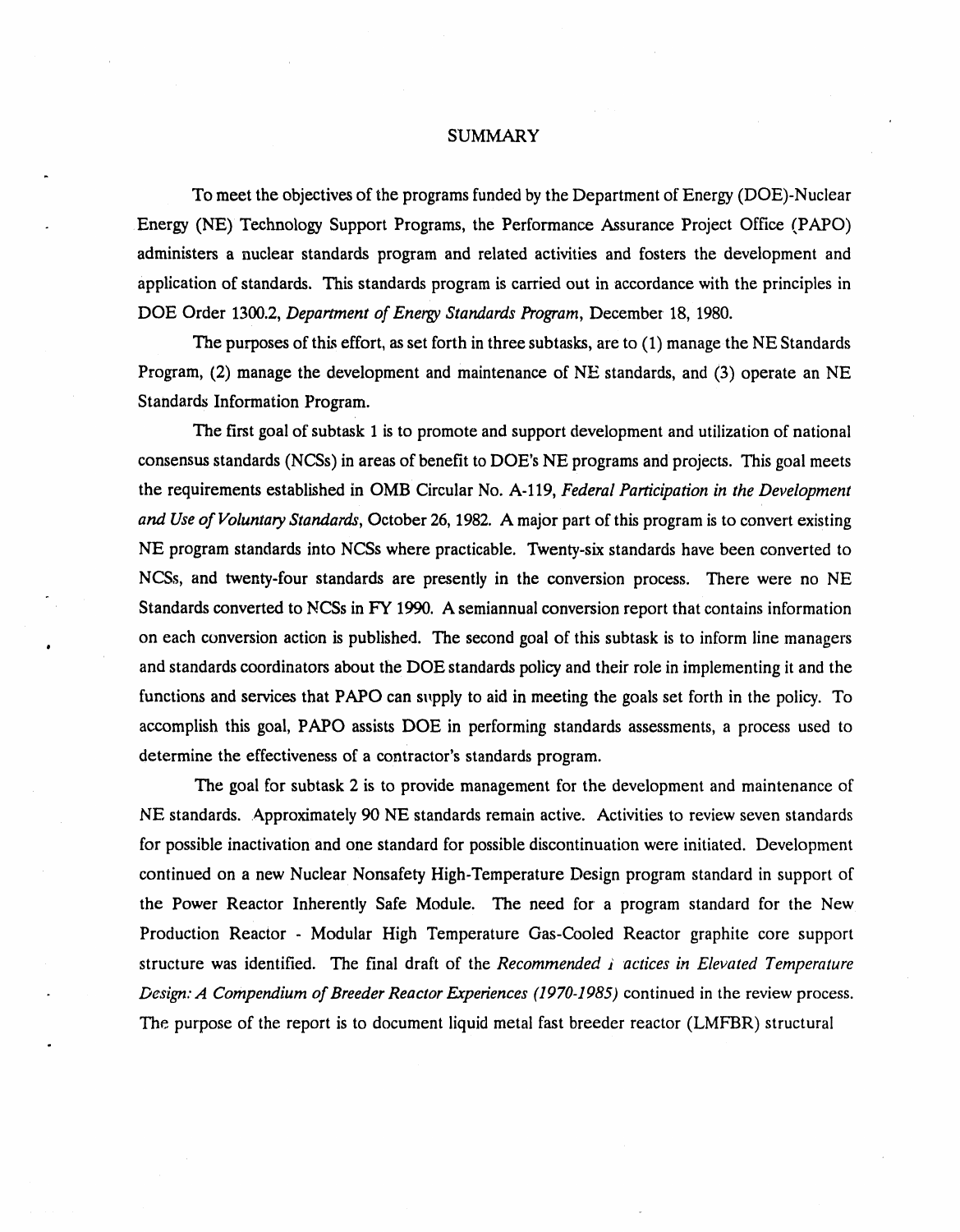# SUMMARY

To meet the objectives of the programs funded by the Department of Energy (DOE)-Nuclear Energy (NE) Technology Support Programs, the Performance Assurance Project Office (PAPO) administers a nuclear standards program and related activities and fosters the development and application of standards. This standards program is carried out in accordance with the principles in DOE Order 1300.2, *Department of Energy Standards Program*, December 18, 1980.

The purposes of this effort, as set forth in three subtasks, are to (1) manage the NE Standards Program, (2) manage the development and maintenance of NE standards, and (3) operate an NE Standards Information Program.

The first goal of subtask 1 is to promote and support development and utilization of national consensus standards (NCSs) in areas of benefit to DOE's NE programs and projects. This goal meets the requirements established in OMB Circular No. A-119, *Federal Participation in the Development and Use of Voluntary Standards*, October 26, 1982. A major part of this program is to convert existing NE program standards into NCSs where practicable. Twenty-six standards have been converted to NCSs, and twenty-four standards are presently in the conversion process. There were no NE Standards converted to NCSs in FY 1990. A semiannual conversion report that contains information on each conversion action is published. The second goal of this subtask is to inform line managers and standards coordinators about the DOE standards policy and their role in implementing it and the functions and services that PAPO can supply to aid in meeting the goals set forth in the policy. To accomplish this goal, PAPO assists DOE in performing standards assessments, a process used to determine the effectiveness of a contractor's standards program.

The goal for subtask 2 is to provide management for the development and maintenance of NE standards. Approximately 90 NE standards remain active. Activities to review seven standards for possible inactivation and one standard for possible discontinuation were initiated. Development continued on a new Nuclear Nonsafety High-Temperature Design program standard in support of the Power Reactor Inherently Safe Module. The need for a program standard for the New Production Reactor - Modular High Temperature Gas-Cooled Reactor graphite core support structure was identified. The final draft of the *Recommended Practices in Elevated Temperature Design: A Compendium of Breeder Reactor Experiences (1970-1985)* continued in the review process. The purpose of the report is to document liquid metal fast breeder reactor (LMFBR) structural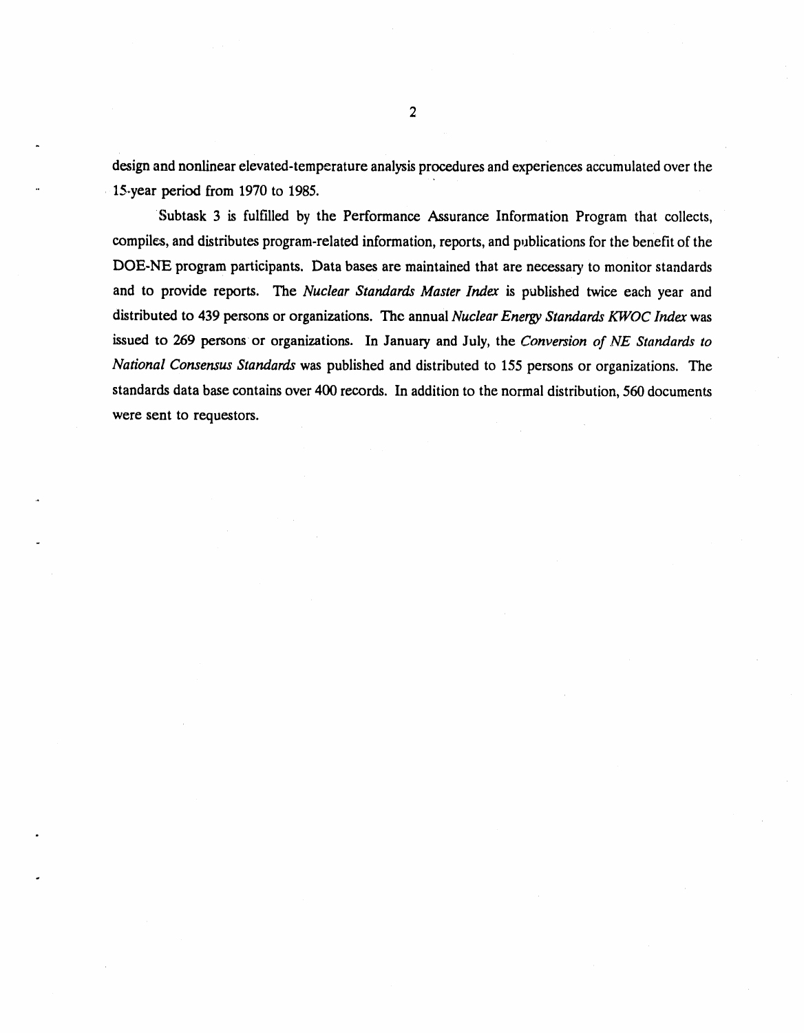design and nonlinear elevated-temperature analysis procedures and experiences accumulated over the 15-year period from 1970 to 1985.

Subtask 3 is fulfilled by the Performance Assurance Information Program that collects, compiles, and distributes program-related information, reports, and publications for the benefit of the DOE-NE program participants. Data bases are maintained that are necessary to monitor standards and to provide reports. The *Nuclear Standards Master Index* is published twice each year and distributed to 439 persons or organizations. The annual *Nuclear Energy Standards KWOC Index* was issued to 269 persons or organizations. In January and July, the *Conversion of NE Standards to National Consensus Standards* was published and distributed to 155 persons or organizations. The standards data base contains over 400 records. In addition to the normal distribution, 560 documents were sent to requestors.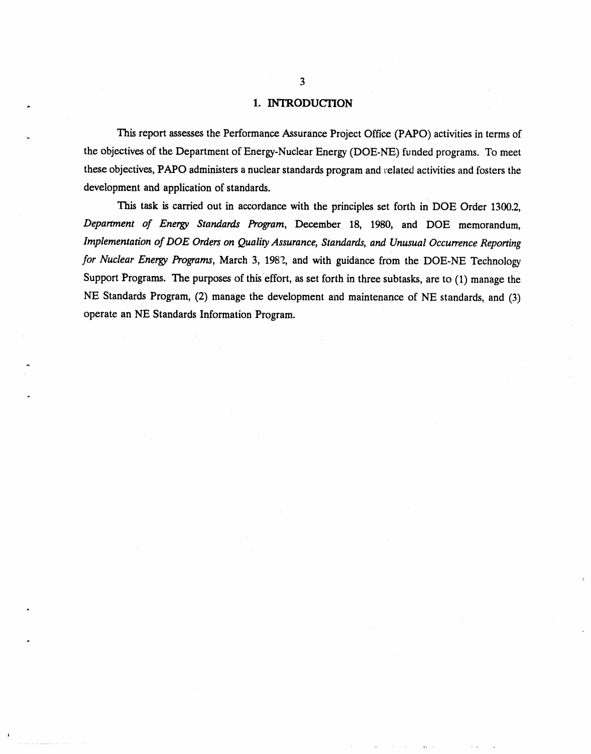# 1. INTRODUCTION

This report assesses the Performance Assurance Project Office (PAPO) activities in terms of the objectives of the Department of Energy-Nuclear Energy (DOE-NE) funded programs. To meet these objectives, PAPO administers a nuclear standards program and related activities and fosters the development and application of standards.

This task is carried out in accordance with the principles set forth in DOE Order 1300.2, *Department of Energy Standards Program*, December 18, 1980, and DOE memorandum, *Implementation of DOE Orders on Quality Assurance, Standards, and Unusual Occurrence Reporting for Nuclear Energy Programs*, March 3, 1982, and with guidance from the DOE-NE Technology Support Programs. The purposes of this effort, as set forth in three subtasks, are to (1) manage the NE Standards Program, (2) manage the development and maintenance of NE standards, and (3) operate an NE Standards Information Program.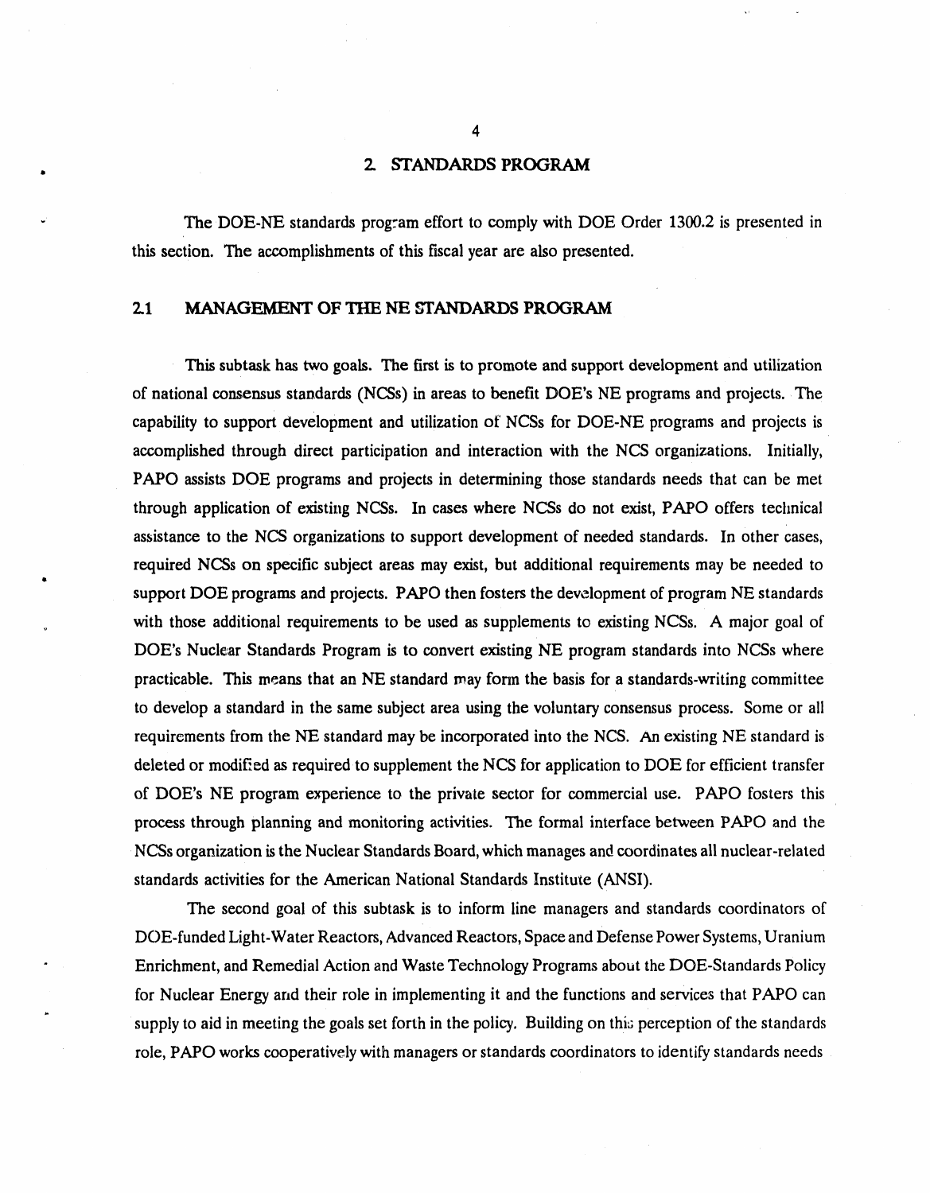## 2. STANDARDS PROGRAM

The DOE-NE standards program effort to comply with DOE Order 1300.2 is presented in this section. The accomplishments of this fiscal year are also presented.

### 2.1 MANAGEMENT OF THE NE STANDARDS PROGRAM

This subtask has two goals. The first is to promote and support development and utilization of national consensus standards (NCSs) in areas to benefit DOE's NE programs and projects. The capability to support development and utilization of NCSs for DOE-NE programs and projects is accomplished through direct participation and interaction with the NCS organizations. Initially, PAPO assists DOE programs and projects in determining those standards needs that can be met through application of existing NCSs. In cases where NCSs do not exist, PAPO offers technical assistance to the NCS organizations to support development of needed standards. In other cases, required NCSs on specific subject areas may exist, but additional requirements may be needed to support DOE programs and projects. PAPO then fosters the development of program NE standards with those additional requirements to be used as supplements to existing NCSs. A major goal of DOE's Nuclear Standards Program is to convert existing NE program standards into NCSs where practicable. This means that an NE standard may form the basis for a standards-writing committee to develop a standard in the same subject area using the voluntary consensus process. Some or all requirements from the NE standard may be incorporated into the NCS. An existing NE standard is deleted or modified as required to supplement the NCS for application to DOE for efficient transfer of DOE's NE program experience to the private sector for commercial use. PAPO fosters this process through planning and monitoring activities. The formal interface between PAPO and the NCSs organization is the Nuclear Standards Board, which manages and coordinates all nuclear-related standards activities for the American National Standards Institute (ANSI).

The second goal of this subtask is to inform line managers and standards coordinators of DOE-funded Light-Water Reactors, Advanced Reactors, Space and Defense Power Systems, Uranium Enrichment, and Remedial Action and Waste Technology Programs about the DOE-Standards Policy for Nuclear Energy and their role in implementing it and the functions and services that PAPO can supply to aid in meeting the goals set forth in the policy. Building on this perception of the standards role, PAPO works cooperatively with managers or standards coordinators to identify standards needs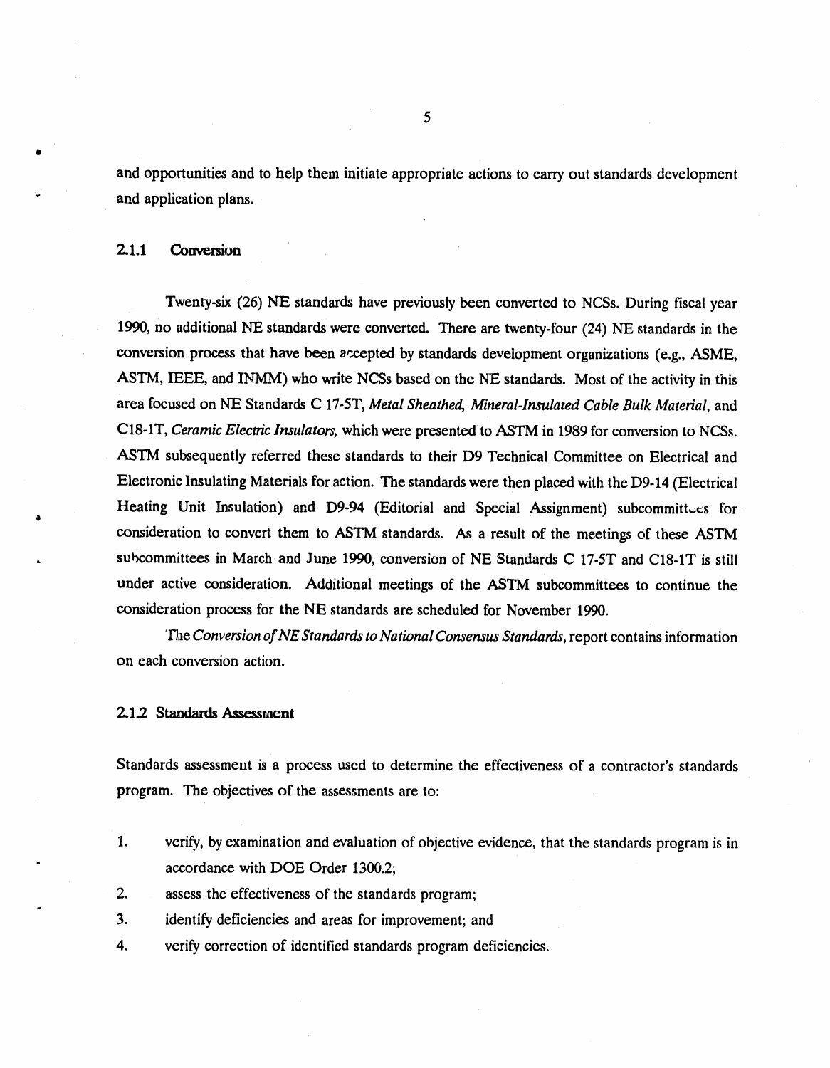and opportunities and to help them initiate appropriate actions to carry out standards development and application plans.

### 2.1.1 Conversion

Twenty-six (26) NE standards have previously been converted to NCSs. During fiscal year 1990, no additional NE standards were converted. There are twenty-four (24) NE standards in the conversion process that have been accepted by standards development organizations (e.g., ASME, ASTM, IEEE, and INMM) who write NCSs based on the NE standards. Most of the activity in this area focused on NE Standards C 17-5T, *Metal Sheathed, Mineral-Insulated Cable Bulk Material*, and C18-1T, *Ceramic Electric Insulators*, which were presented to ASTM in 1989 for conversion to NCSs. ASTM subsequently referred these standards to their D9 Technical Committee on Electrical and Electronic Insulating Materials for action. The standards were then placed with the D9-14 (Electrical Heating Unit Insulation) and D9-94 (Editorial and Special Assignment) subcommittees for consideration to convert them to ASTM standards. As a result of the meetings of these ASTM subcommittees in March and June 1990, conversion of NE Standards C 17-5T and C18-1T is still under active consideration. Additional meetings of the ASTM subcommittees to continue the consideration process for the NE standards are scheduled for November 1990.

The *Conversion of NE Standards to National Consensus Standards*, report contains information on each conversion action.

### 2.1.2 Standards Assessment

Standards assessment is a process used to determine the effectiveness of a contractor's standards program. The objectives of the assessments are to:

1. verify, by examination and evaluation of objective evidence, that the standards program is in accordance with DOE Order 1300.2;
2. assess the effectiveness of the standards program;
3. identify deficiencies and areas for improvement; and
4. verify correction of identified standards program deficiencies.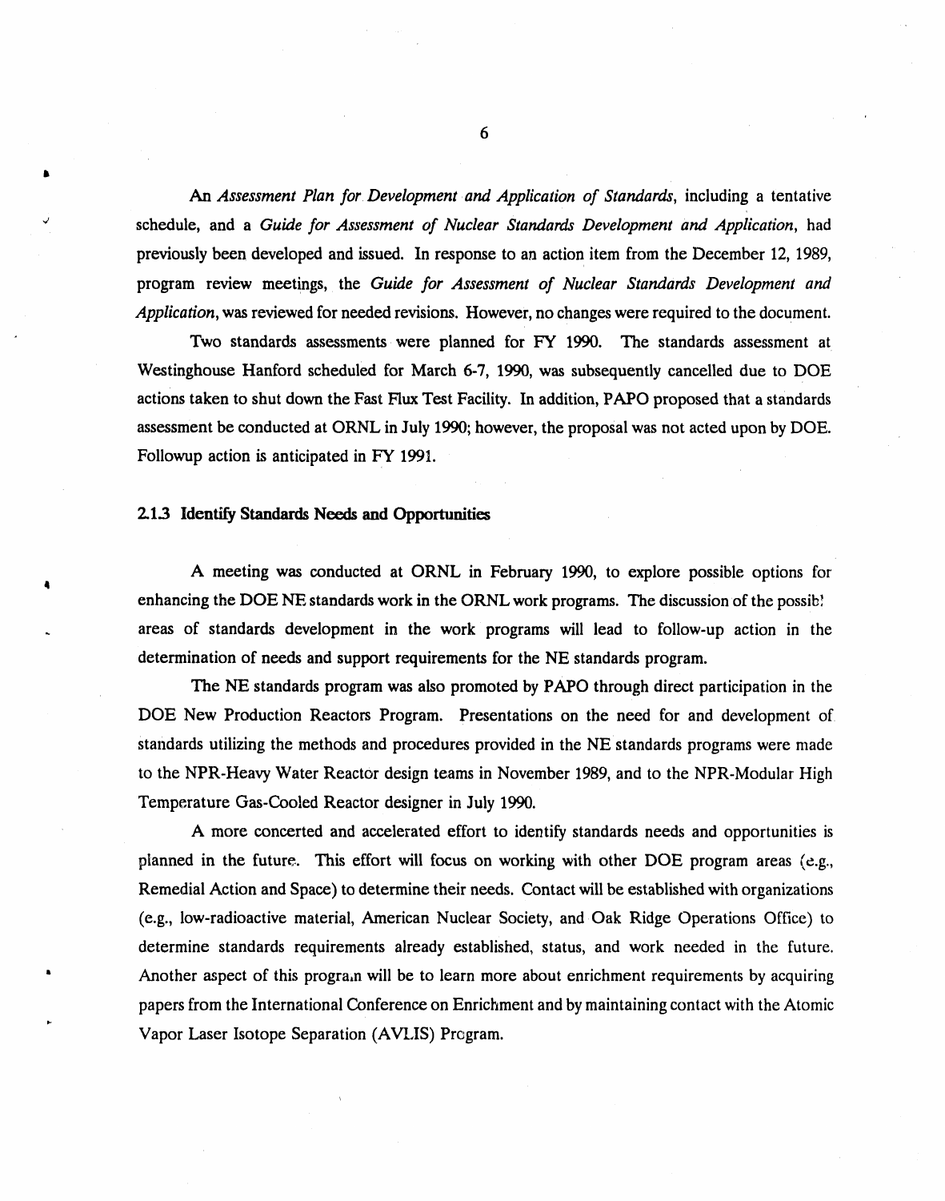An *Assessment Plan for Development and Application of Standards*, including a tentative schedule, and a *Guide for Assessment of Nuclear Standards Development and Application*, had previously been developed and issued. In response to an action item from the December 12, 1989, program review meetings, the *Guide for Assessment of Nuclear Standards Development and Application*, was reviewed for needed revisions. However, no changes were required to the document.

Two standards assessments were planned for FY 1990. The standards assessment at Westinghouse Hanford scheduled for March 6-7, 1990, was subsequently cancelled due to DOE actions taken to shut down the Fast Flux Test Facility. In addition, PAPO proposed that a standards assessment be conducted at ORNL in July 1990; however, the proposal was not acted upon by DOE. Followup action is anticipated in FY 1991.

### 2.1.3 Identify Standards Needs and Opportunities

A meeting was conducted at ORNL in February 1990, to explore possible options for enhancing the DOE NE standards work in the ORNL work programs. The discussion of the possib! areas of standards development in the work programs will lead to follow-up action in the determination of needs and support requirements for the NE standards program.

The NE standards program was also promoted by PAPO through direct participation in the DOE New Production Reactors Program. Presentations on the need for and development of standards utilizing the methods and procedures provided in the NE standards programs were made to the NPR-Heavy Water Reactor design teams in November 1989, and to the NPR-Modular High Temperature Gas-Cooled Reactor designer in July 1990.

A more concerted and accelerated effort to identify standards needs and opportunities is planned in the future. This effort will focus on working with other DOE program areas (e.g., Remedial Action and Space) to determine their needs. Contact will be established with organizations (e.g., low-radioactive material, American Nuclear Society, and Oak Ridge Operations Office) to determine standards requirements already established, status, and work needed in the future. Another aspect of this program will be to learn more about enrichment requirements by acquiring papers from the International Conference on Enrichment and by maintaining contact with the Atomic Vapor Laser Isotope Separation (AVLIS) Program.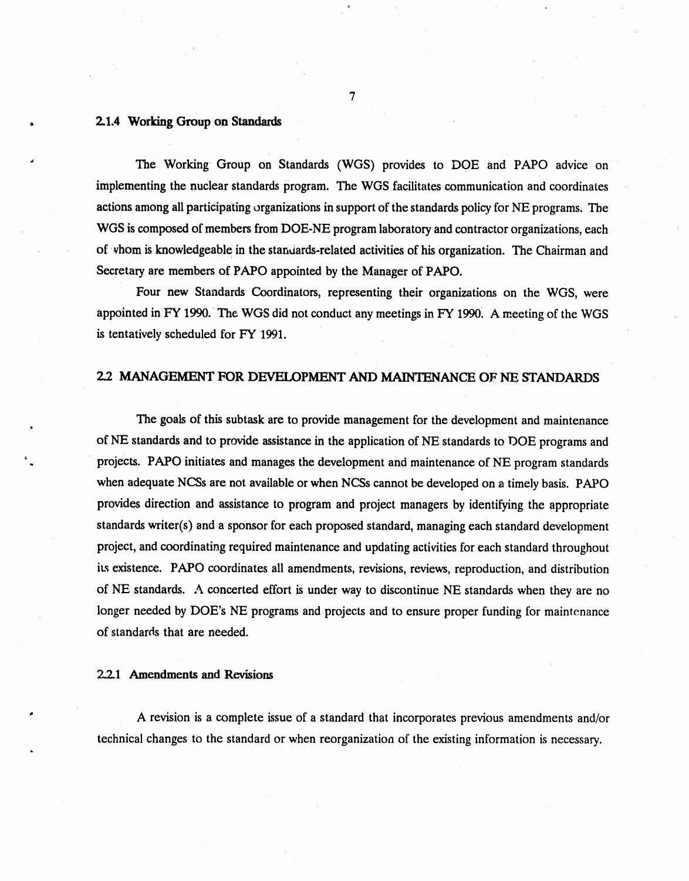### 2.1.4 Working Group on Standards

The Working Group on Standards (WGS) provides to DOE and PAPO advice on implementing the nuclear standards program. The WGS facilitates communication and coordinates actions among all participating organizations in support of the standards policy for NE programs. The WGS is composed of members from DOE-NE program laboratory and contractor organizations, each of whom is knowledgeable in the standards-related activities of his organization. The Chairman and Secretary are members of PAPO appointed by the Manager of PAPO.

Four new Standards Coordinators, representing their organizations on the WGS, were appointed in FY 1990. The WGS did not conduct any meetings in FY 1990. A meeting of the WGS is tentatively scheduled for FY 1991.

## 2.2 MANAGEMENT FOR DEVELOPMENT AND MAINTENANCE OF NE STANDARDS

The goals of this subtask are to provide management for the development and maintenance of NE standards and to provide assistance in the application of NE standards to DOE programs and projects. PAPO initiates and manages the development and maintenance of NE program standards when adequate NCSs are not available or when NCSs cannot be developed on a timely basis. PAPO provides direction and assistance to program and project managers by identifying the appropriate standards writer(s) and a sponsor for each proposed standard, managing each standard development project, and coordinating required maintenance and updating activities for each standard throughout its existence. PAPO coordinates all amendments, revisions, reviews, reproduction, and distribution of NE standards. A concerted effort is under way to discontinue NE standards when they are no longer needed by DOE's NE programs and projects and to ensure proper funding for maintenance of standards that are needed.

### 2.2.1 Amendments and Revisions

A revision is a complete issue of a standard that incorporates previous amendments and/or technical changes to the standard or when reorganization of the existing information is necessary.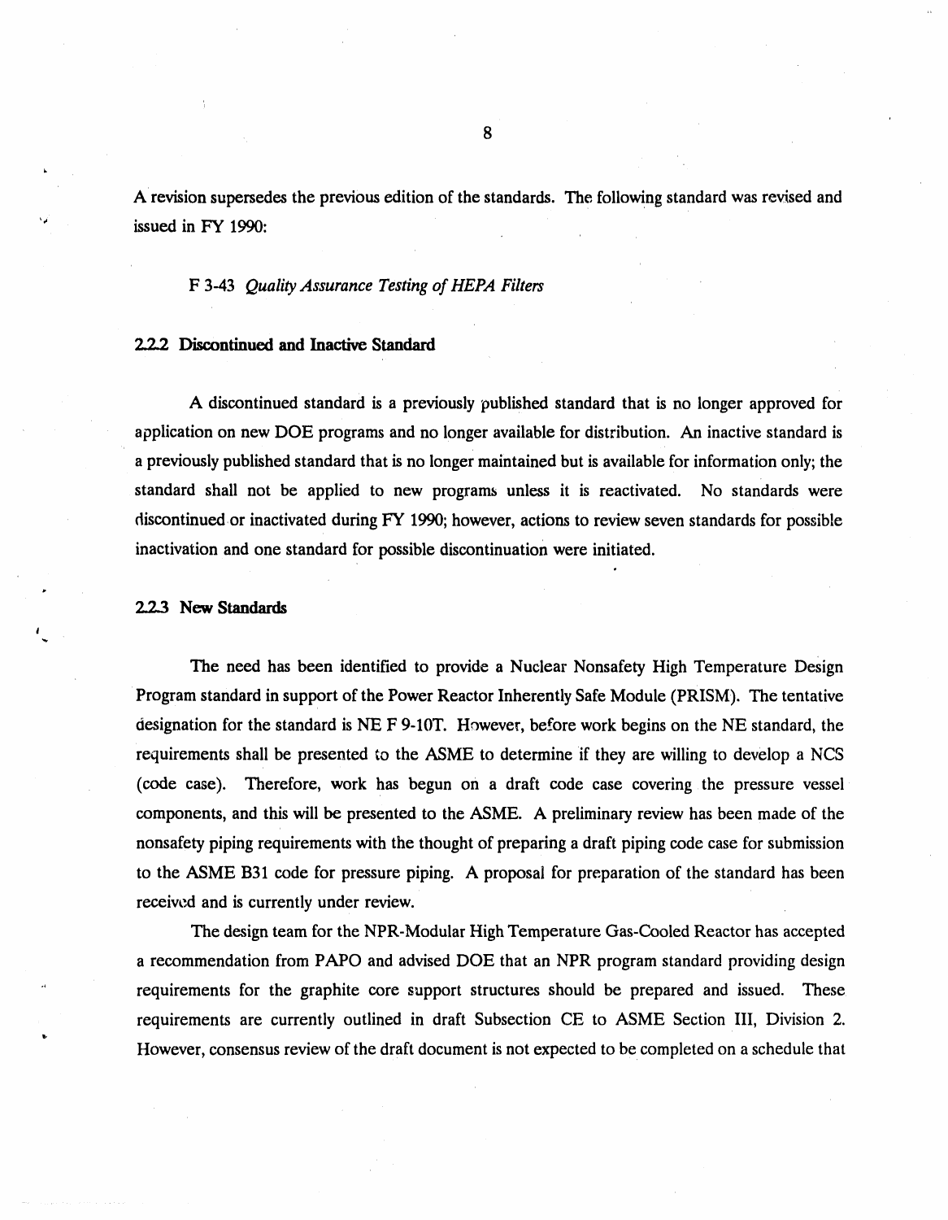A revision supersedes the previous edition of the standards. The following standard was revised and issued in FY 1990:

F 3-43 *Quality Assurance Testing of HEPA Filters*

### 2.2.2 Discontinued and Inactive Standard

A discontinued standard is a previously published standard that is no longer approved for application on new DOE programs and no longer available for distribution. An inactive standard is a previously published standard that is no longer maintained but is available for information only; the standard shall not be applied to new programs unless it is reactivated. No standards were discontinued or inactivated during FY 1990; however, actions to review seven standards for possible inactivation and one standard for possible discontinuation were initiated.

### 2.2.3 New Standards

The need has been identified to provide a Nuclear Nonsafety High Temperature Design Program standard in support of the Power Reactor Inherently Safe Module (PRISM). The tentative designation for the standard is NE F 9-10T. However, before work begins on the NE standard, the requirements shall be presented to the ASME to determine if they are willing to develop a NCS (code case). Therefore, work has begun on a draft code case covering the pressure vessel components, and this will be presented to the ASME. A preliminary review has been made of the nonsafety piping requirements with the thought of preparing a draft piping code case for submission to the ASME B31 code for pressure piping. A proposal for preparation of the standard has been received and is currently under review.

The design team for the NPR-Modular High Temperature Gas-Cooled Reactor has accepted a recommendation from PAPO and advised DOE that an NPR program standard providing design requirements for the graphite core support structures should be prepared and issued. These requirements are currently outlined in draft Subsection CE to ASME Section III, Division 2. However, consensus review of the draft document is not expected to be completed on a schedule that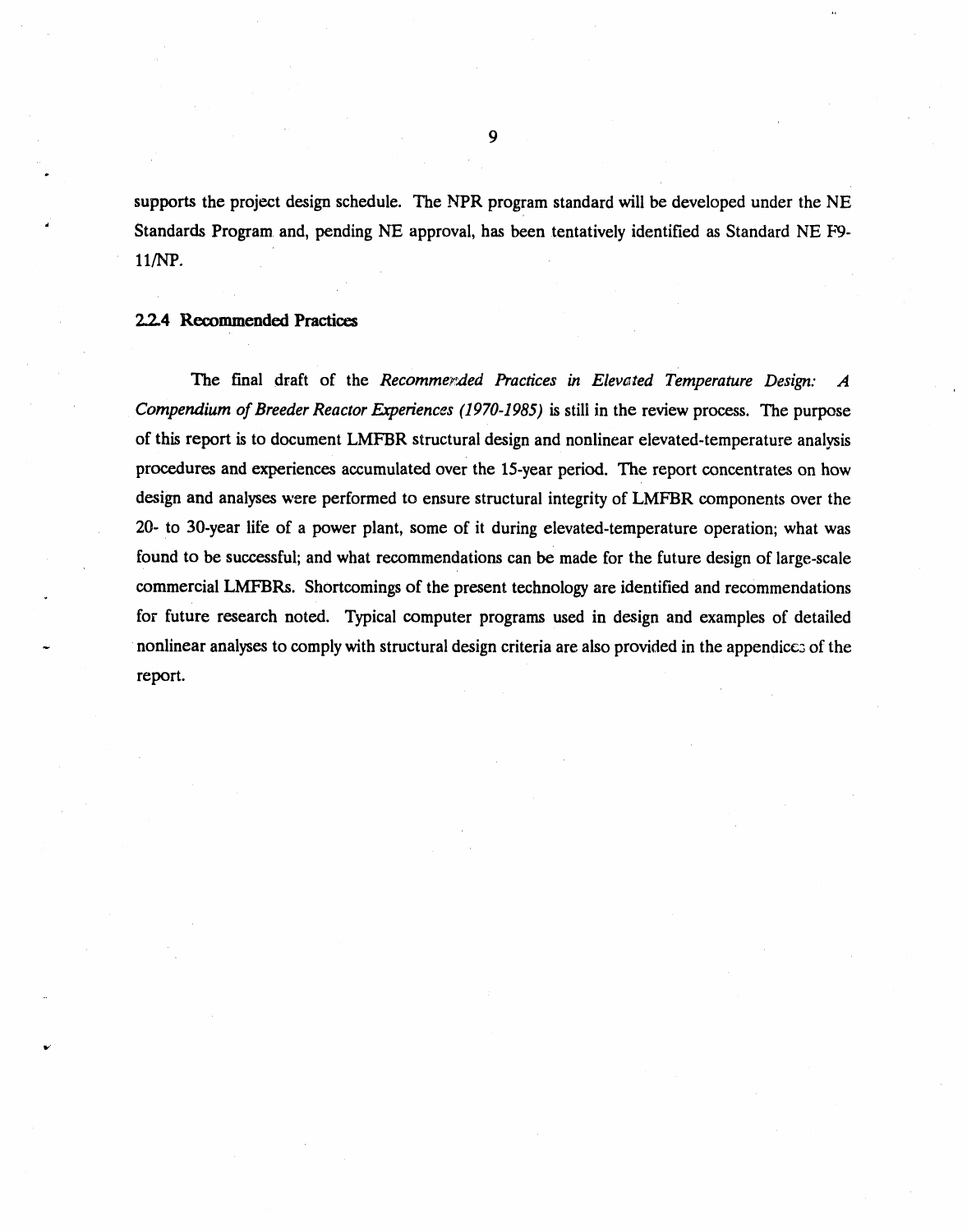supports the project design schedule. The NPR program standard will be developed under the NE Standards Program and, pending NE approval, has been tentatively identified as Standard NE F9-11/NP.

### 2.2.4 Recommended Practices

The final draft of the *Recommended Practices in Elevated Temperature Design: A Compendium of Breeder Reactor Experiences (1970-1985)* is still in the review process. The purpose of this report is to document LMFBR structural design and nonlinear elevated-temperature analysis procedures and experiences accumulated over the 15-year period. The report concentrates on how design and analyses were performed to ensure structural integrity of LMFBR components over the 20- to 30-year life of a power plant, some of it during elevated-temperature operation; what was found to be successful; and what recommendations can be made for the future design of large-scale commercial LMFBRs. Shortcomings of the present technology are identified and recommendations for future research noted. Typical computer programs used in design and examples of detailed nonlinear analyses to comply with structural design criteria are also provided in the appendices of the report.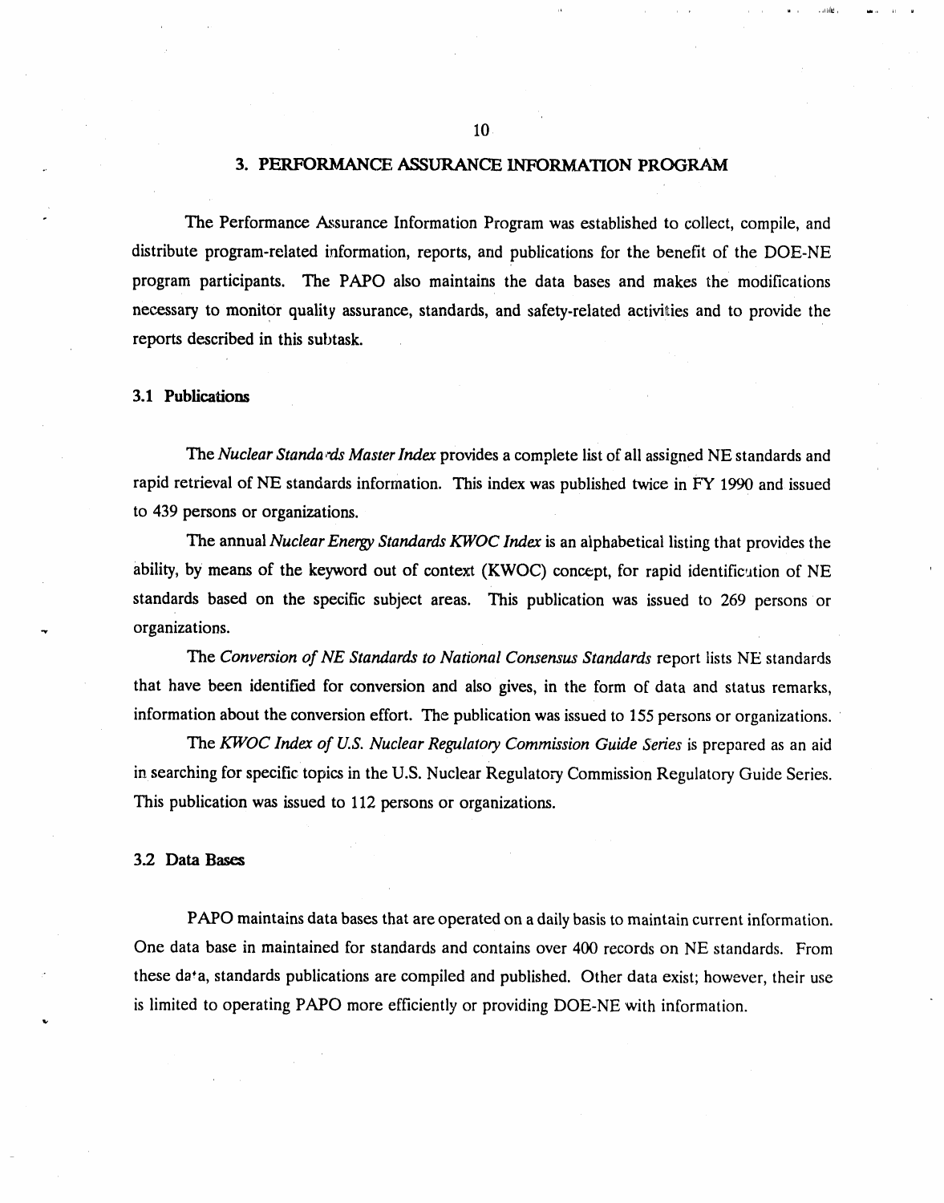## 3. PERFORMANCE ASSURANCE INFORMATION PROGRAM

The Performance Assurance Information Program was established to collect, compile, and distribute program-related information, reports, and publications for the benefit of the DOE-NE program participants. The PAPO also maintains the data bases and makes the modifications necessary to monitor quality assurance, standards, and safety-related activities and to provide the reports described in this subtask.

### 3.1 Publications

The *Nuclear Standards Master Index* provides a complete list of all assigned NE standards and rapid retrieval of NE standards information. This index was published twice in FY 1990 and issued to 439 persons or organizations.

The annual *Nuclear Energy Standards KWOC Index* is an alphabetical listing that provides the ability, by means of the keyword out of context (KWOC) concept, for rapid identification of NE standards based on the specific subject areas. This publication was issued to 269 persons or organizations.

The *Conversion of NE Standards to National Consensus Standards* report lists NE standards that have been identified for conversion and also gives, in the form of data and status remarks, information about the conversion effort. The publication was issued to 155 persons or organizations.

The *KWOC Index of U.S. Nuclear Regulatory Commission Guide Series* is prepared as an aid in searching for specific topics in the U.S. Nuclear Regulatory Commission Regulatory Guide Series. This publication was issued to 112 persons or organizations.

### 3.2 Data Bases

PAPO maintains data bases that are operated on a daily basis to maintain current information. One data base in maintained for standards and contains over 400 records on NE standards. From these data, standards publications are compiled and published. Other data exist; however, their use is limited to operating PAPO more efficiently or providing DOE-NE with information.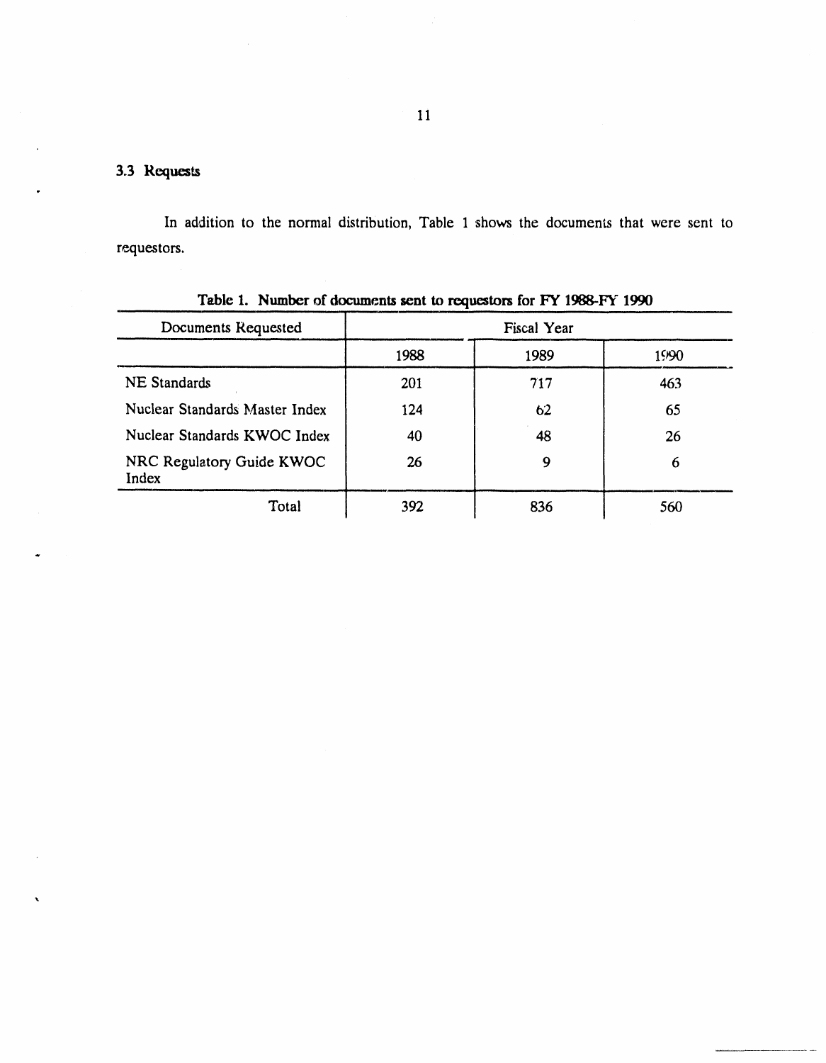### 3.3 Requests

In addition to the normal distribution, Table 1 shows the documents that were sent to requestors.

Table 1. Number of documents sent to requestors for FY 1988-FY 1990

| Documents Requested | Fiscal Year | | |
|---|---|---|---|
| | 1988 | 1989 | 1990 |
| NE Standards | 201 | 717 | 463 |
| Nuclear Standards Master Index | 124 | 62 | 65 |
| Nuclear Standards KWOC Index | 40 | 48 | 26 |
| NRC Regulatory Guide KWOC Index | 26 | 9 | 6 |
| Total | 392 | 836 | 560 |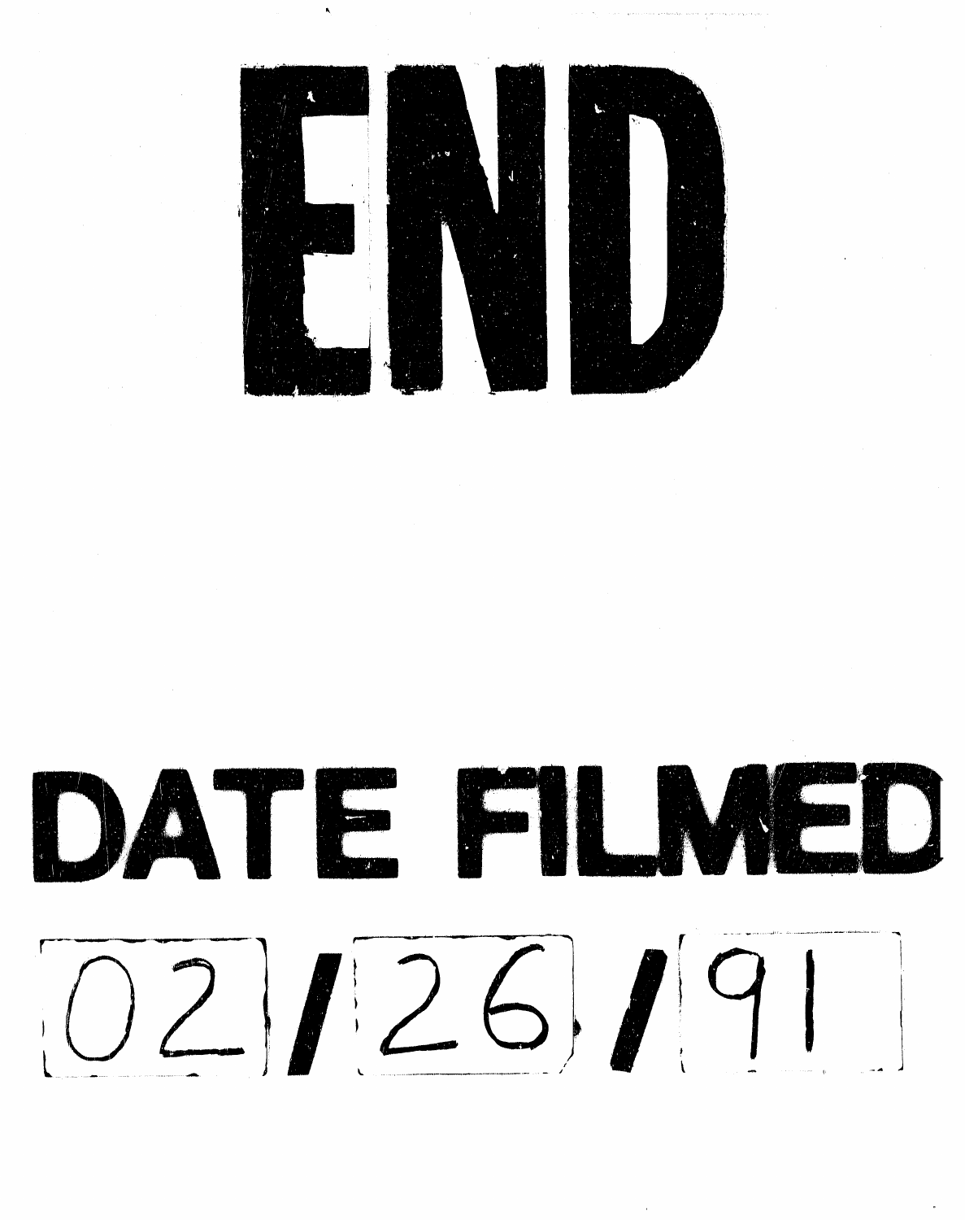# END

# DATE FILMED

02 / 26 / 91